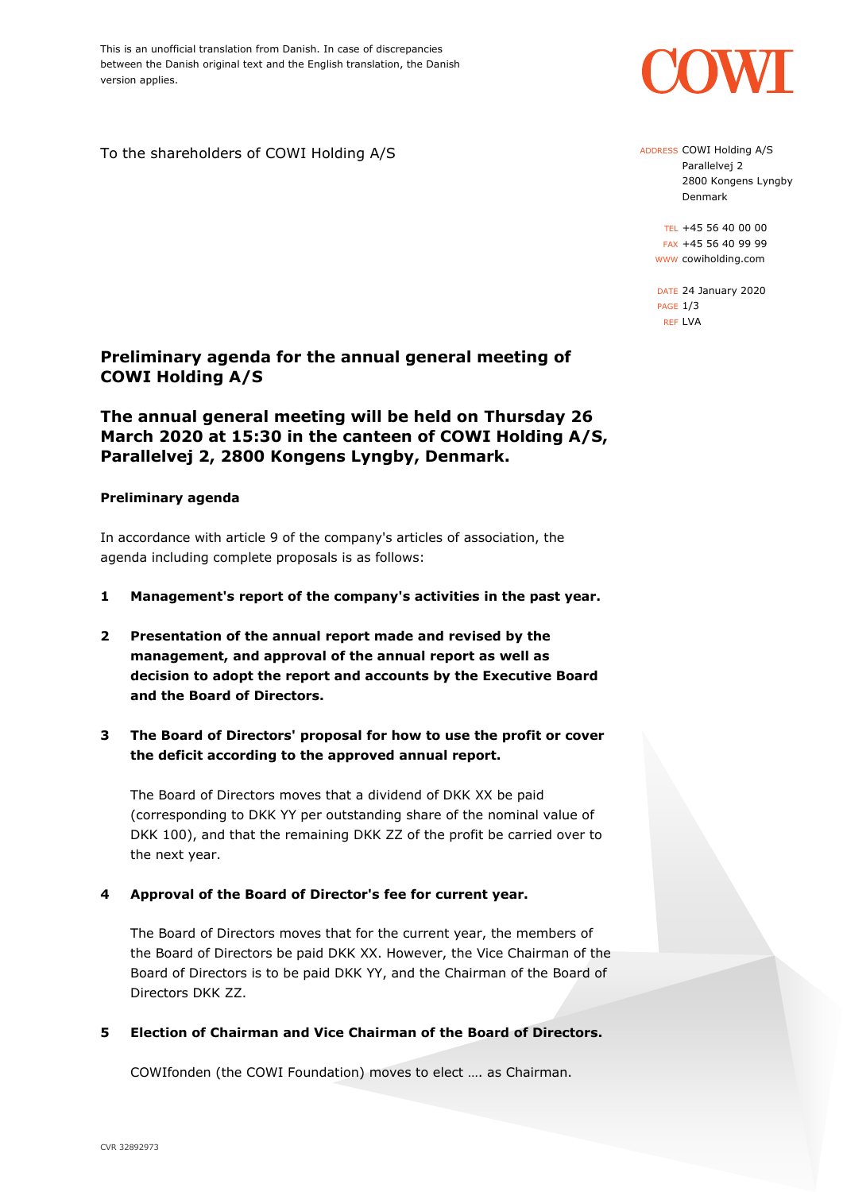This is an unofficial translation from Danish. In case of discrepancies between the Danish original text and the English translation, the Danish version applies.

COWI

To the shareholders of COWI Holding A/S

ADDRESS COWI Holding A/S
Parallelvej 2
2800 Kongens Lyngby
Denmark

TEL +45 56 40 00 00
FAX +45 56 40 99 99
WWW cowiholding.com

DATE 24 January 2020
REF LVA

## Preliminary agenda for the annual general meeting of COWI Holding A/S

## The annual general meeting will be held on Thursday 26 March 2020 at 15:30 in the canteen of COWI Holding A/S, Parallelvej 2, 2800 Kongens Lyngby, Denmark.

### Preliminary agenda

In accordance with article 9 of the company's articles of association, the agenda including complete proposals is as follows:

**1 Management's report of the company's activities in the past year.**

**2 Presentation of the annual report made and revised by the management, and approval of the annual report as well as decision to adopt the report and accounts by the Executive Board and the Board of Directors.**

**3 The Board of Directors' proposal for how to use the profit or cover the deficit according to the approved annual report.**

The Board of Directors moves that a dividend of DKK XX be paid (corresponding to DKK YY per outstanding share of the nominal value of DKK 100), and that the remaining DKK ZZ of the profit be carried over to the next year.

**4 Approval of the Board of Director's fee for current year.**

The Board of Directors moves that for the current year, the members of the Board of Directors be paid DKK XX. However, the Vice Chairman of the Board of Directors is to be paid DKK YY, and the Chairman of the Board of Directors DKK ZZ.

**5 Election of Chairman and Vice Chairman of the Board of Directors.**

COWIfonden (the COWI Foundation) moves to elect …. as Chairman.

CVR 32892973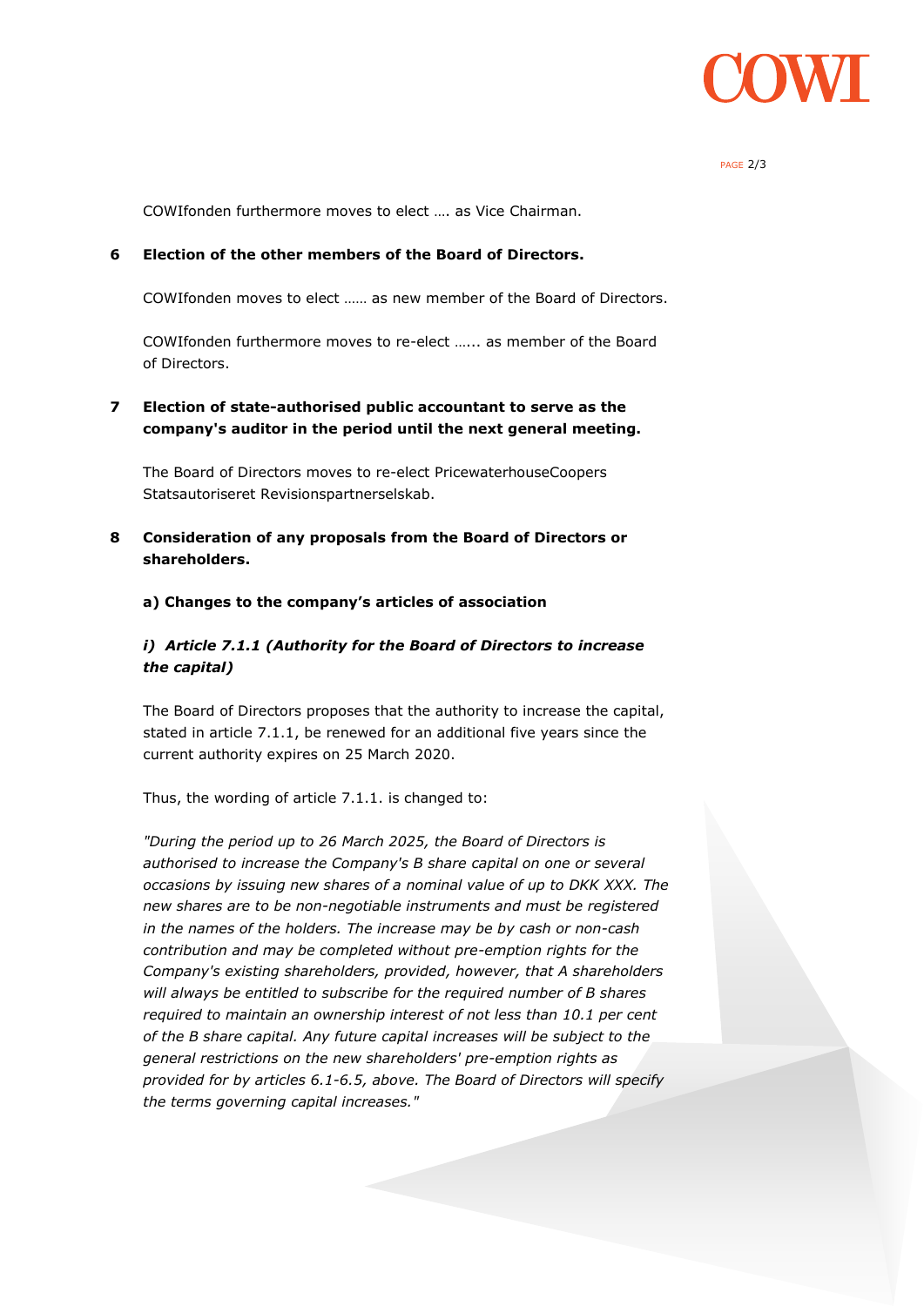COWIfonden furthermore moves to elect …. as Vice Chairman.

**6 Election of the other members of the Board of Directors.**

COWIfonden moves to elect …… as new member of the Board of Directors.

COWIfonden furthermore moves to re-elect …... as member of the Board of Directors.

**7 Election of state-authorised public accountant to serve as the company's auditor in the period until the next general meeting.**

The Board of Directors moves to re-elect PricewaterhouseCoopers Statsautoriseret Revisionspartnerselskab.

**8 Consideration of any proposals from the Board of Directors or shareholders.**

**a) Changes to the company's articles of association**

***i) Article 7.1.1 (Authority for the Board of Directors to increase the capital)***

The Board of Directors proposes that the authority to increase the capital, stated in article 7.1.1, be renewed for an additional five years since the current authority expires on 25 March 2020.

Thus, the wording of article 7.1.1. is changed to:

*"During the period up to 26 March 2025, the Board of Directors is authorised to increase the Company's B share capital on one or several occasions by issuing new shares of a nominal value of up to DKK XXX. The new shares are to be non-negotiable instruments and must be registered in the names of the holders. The increase may be by cash or non-cash contribution and may be completed without pre-emption rights for the Company's existing shareholders, provided, however, that A shareholders will always be entitled to subscribe for the required number of B shares required to maintain an ownership interest of not less than 10.1 per cent of the B share capital. Any future capital increases will be subject to the general restrictions on the new shareholders' pre-emption rights as provided for by articles 6.1-6.5, above. The Board of Directors will specify the terms governing capital increases."*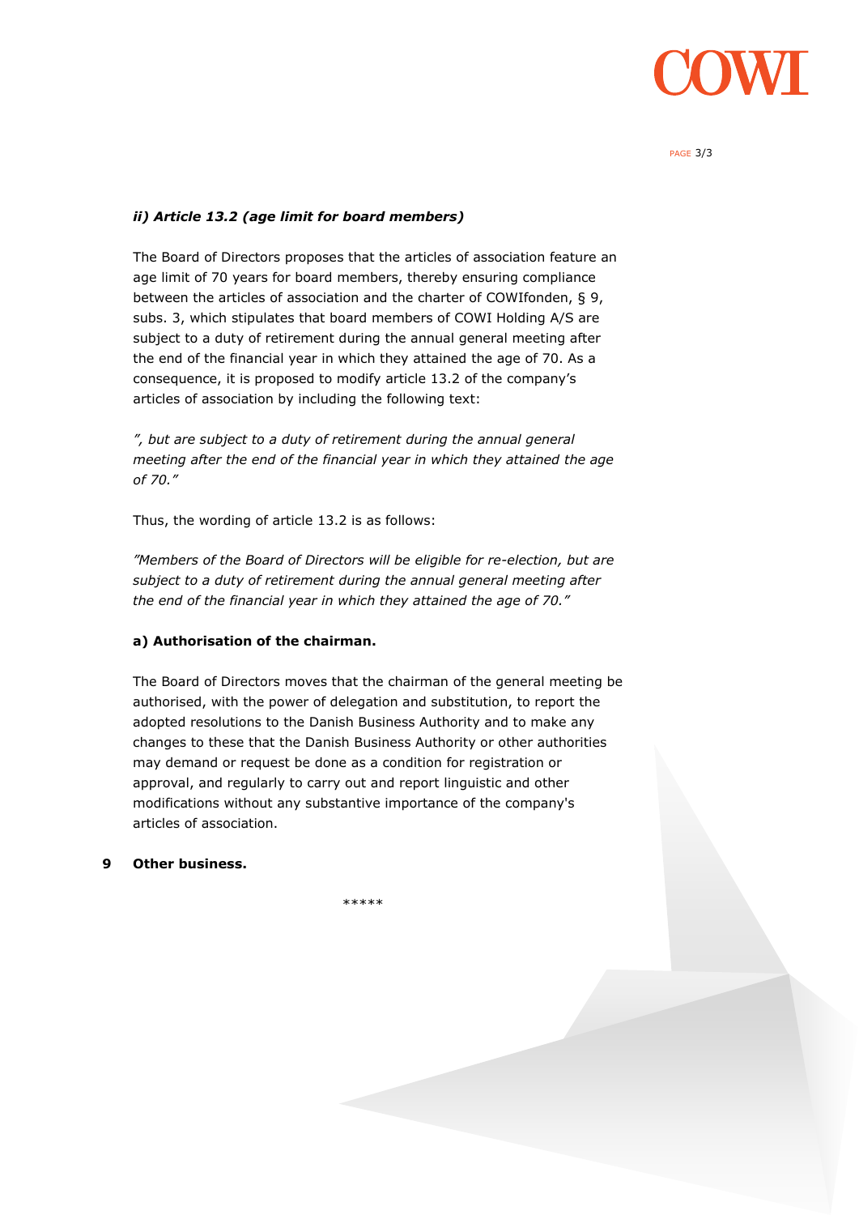***ii) Article 13.2 (age limit for board members)***

The Board of Directors proposes that the articles of association feature an age limit of 70 years for board members, thereby ensuring compliance between the articles of association and the charter of COWIfonden, § 9, subs. 3, which stipulates that board members of COWI Holding A/S are subject to a duty of retirement during the annual general meeting after the end of the financial year in which they attained the age of 70. As a consequence, it is proposed to modify article 13.2 of the company's articles of association by including the following text:

*", but are subject to a duty of retirement during the annual general meeting after the end of the financial year in which they attained the age of 70."*

Thus, the wording of article 13.2 is as follows:

*"Members of the Board of Directors will be eligible for re-election, but are subject to a duty of retirement during the annual general meeting after the end of the financial year in which they attained the age of 70."*

**a) Authorisation of the chairman.**

The Board of Directors moves that the chairman of the general meeting be authorised, with the power of delegation and substitution, to report the adopted resolutions to the Danish Business Authority and to make any changes to these that the Danish Business Authority or other authorities may demand or request be done as a condition for registration or approval, and regularly to carry out and report linguistic and other modifications without any substantive importance of the company's articles of association.

**9 Other business.**

*****